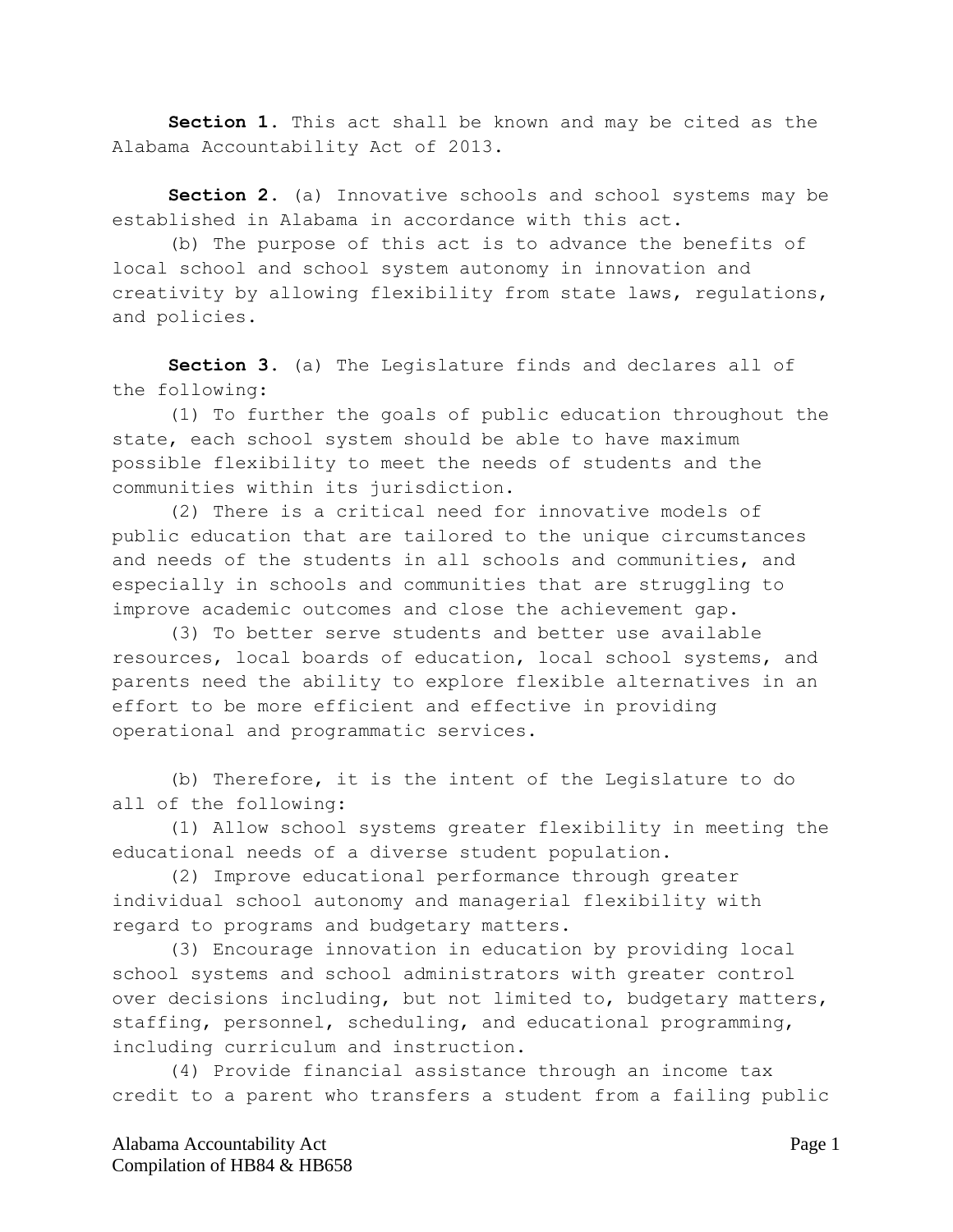**Section 1.** This act shall be known and may be cited as the Alabama Accountability Act of 2013.

**Section 2.** (a) Innovative schools and school systems may be established in Alabama in accordance with this act.

(b) The purpose of this act is to advance the benefits of local school and school system autonomy in innovation and creativity by allowing flexibility from state laws, regulations, and policies.

**Section 3.** (a) The Legislature finds and declares all of the following:

(1) To further the goals of public education throughout the state, each school system should be able to have maximum possible flexibility to meet the needs of students and the communities within its jurisdiction.

(2) There is a critical need for innovative models of public education that are tailored to the unique circumstances and needs of the students in all schools and communities, and especially in schools and communities that are struggling to improve academic outcomes and close the achievement gap.

(3) To better serve students and better use available resources, local boards of education, local school systems, and parents need the ability to explore flexible alternatives in an effort to be more efficient and effective in providing operational and programmatic services.

(b) Therefore, it is the intent of the Legislature to do all of the following:

(1) Allow school systems greater flexibility in meeting the educational needs of a diverse student population.

(2) Improve educational performance through greater individual school autonomy and managerial flexibility with regard to programs and budgetary matters.

(3) Encourage innovation in education by providing local school systems and school administrators with greater control over decisions including, but not limited to, budgetary matters, staffing, personnel, scheduling, and educational programming, including curriculum and instruction.

(4) Provide financial assistance through an income tax credit to a parent who transfers a student from a failing public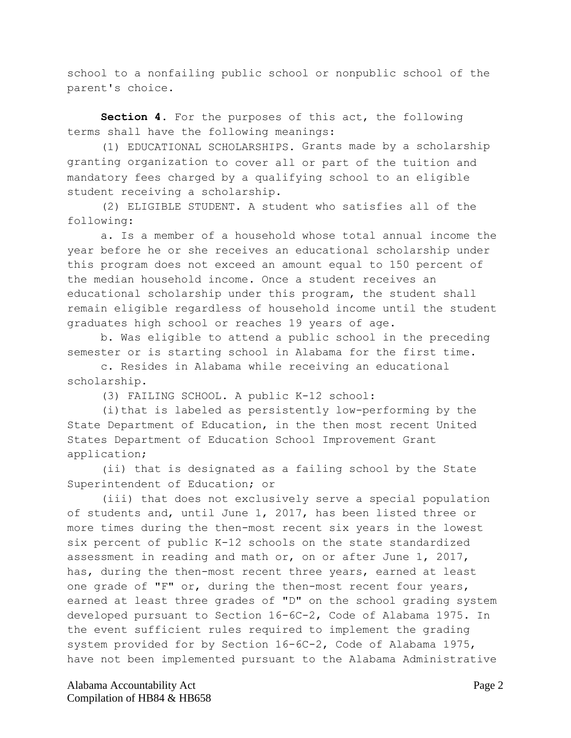school to a nonfailing public school or nonpublic school of the parent's choice.

**Section 4.** For the purposes of this act, the following terms shall have the following meanings:

(1) EDUCATIONAL SCHOLARSHIPS. Grants made by a scholarship granting organization to cover all or part of the tuition and mandatory fees charged by a qualifying school to an eligible student receiving a scholarship.

(2) ELIGIBLE STUDENT. A student who satisfies all of the following:

a. Is a member of a household whose total annual income the year before he or she receives an educational scholarship under this program does not exceed an amount equal to 150 percent of the median household income. Once a student receives an educational scholarship under this program, the student shall remain eligible regardless of household income until the student graduates high school or reaches 19 years of age.

b. Was eligible to attend a public school in the preceding semester or is starting school in Alabama for the first time.

c. Resides in Alabama while receiving an educational scholarship.

(3) FAILING SCHOOL. A public K-12 school:

(i) that is labeled as persistently low-performing by the State Department of Education, in the then most recent United States Department of Education School Improvement Grant application;

(ii) that is designated as a failing school by the State Superintendent of Education; or

(iii) that does not exclusively serve a special population of students and, until June 1, 2017, has been listed three or more times during the then-most recent six years in the lowest six percent of public K-12 schools on the state standardized assessment in reading and math or, on or after June 1, 2017, has, during the then-most recent three years, earned at least one grade of "F" or, during the then-most recent four years, earned at least three grades of "D" on the school grading system developed pursuant to Section 16-6C-2, Code of Alabama 1975. In the event sufficient rules required to implement the grading system provided for by Section 16-6C-2, Code of Alabama 1975, have not been implemented pursuant to the Alabama Administrative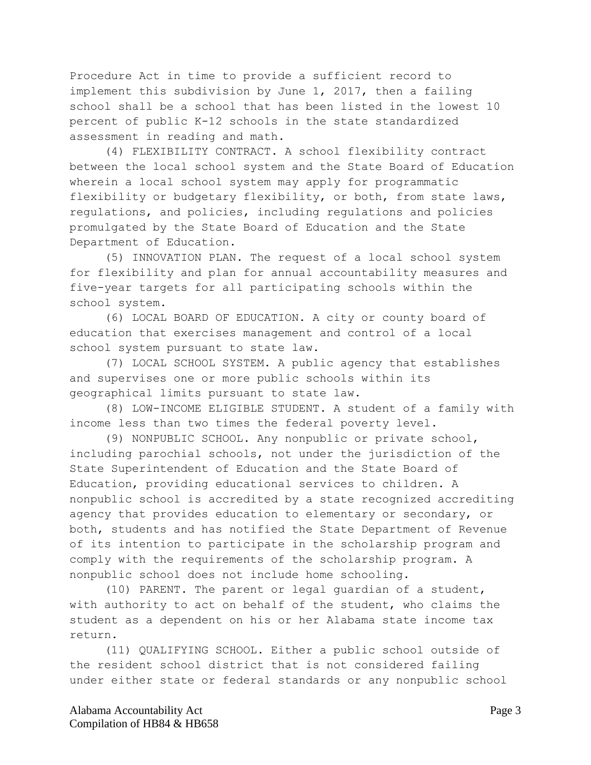Procedure Act in time to provide a sufficient record to implement this subdivision by June 1, 2017, then a failing school shall be a school that has been listed in the lowest 10 percent of public K-12 schools in the state standardized assessment in reading and math.

(4) FLEXIBILITY CONTRACT. A school flexibility contract between the local school system and the State Board of Education wherein a local school system may apply for programmatic flexibility or budgetary flexibility, or both, from state laws, regulations, and policies, including regulations and policies promulgated by the State Board of Education and the State Department of Education.

(5) INNOVATION PLAN. The request of a local school system for flexibility and plan for annual accountability measures and five-year targets for all participating schools within the school system.

(6) LOCAL BOARD OF EDUCATION. A city or county board of education that exercises management and control of a local school system pursuant to state law.

(7) LOCAL SCHOOL SYSTEM. A public agency that establishes and supervises one or more public schools within its geographical limits pursuant to state law.

(8) LOW-INCOME ELIGIBLE STUDENT. A student of a family with income less than two times the federal poverty level.

(9) NONPUBLIC SCHOOL. Any nonpublic or private school, including parochial schools, not under the jurisdiction of the State Superintendent of Education and the State Board of Education, providing educational services to children. A nonpublic school is accredited by a state recognized accrediting agency that provides education to elementary or secondary, or both, students and has notified the State Department of Revenue of its intention to participate in the scholarship program and comply with the requirements of the scholarship program. A nonpublic school does not include home schooling.

(10) PARENT. The parent or legal guardian of a student, with authority to act on behalf of the student, who claims the student as a dependent on his or her Alabama state income tax return.

(11) QUALIFYING SCHOOL. Either a public school outside of the resident school district that is not considered failing under either state or federal standards or any nonpublic school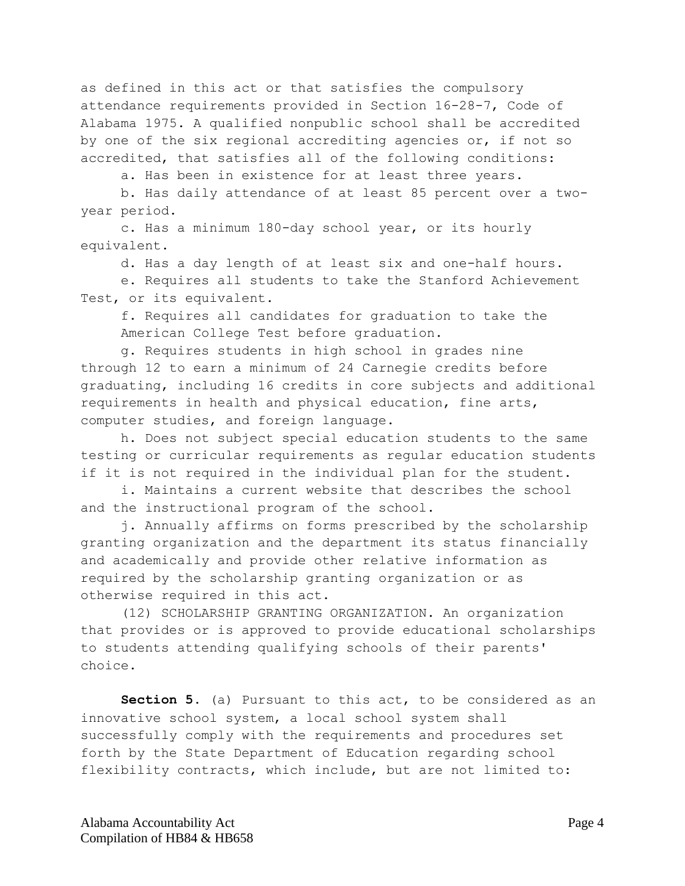as defined in this act or that satisfies the compulsory attendance requirements provided in Section 16-28-7, Code of Alabama 1975. A qualified nonpublic school shall be accredited by one of the six regional accrediting agencies or, if not so accredited, that satisfies all of the following conditions:

a. Has been in existence for at least three years.

b. Has daily attendance of at least 85 percent over a two-year period.

c. Has a minimum 180-day school year, or its hourly equivalent.

d. Has a day length of at least six and one-half hours.

e. Requires all students to take the Stanford Achievement Test, or its equivalent.

f. Requires all candidates for graduation to take the American College Test before graduation.

g. Requires students in high school in grades nine through 12 to earn a minimum of 24 Carnegie credits before graduating, including 16 credits in core subjects and additional requirements in health and physical education, fine arts, computer studies, and foreign language.

h. Does not subject special education students to the same testing or curricular requirements as regular education students if it is not required in the individual plan for the student.

i. Maintains a current website that describes the school and the instructional program of the school.

j. Annually affirms on forms prescribed by the scholarship granting organization and the department its status financially and academically and provide other relative information as required by the scholarship granting organization or as otherwise required in this act.

(12) SCHOLARSHIP GRANTING ORGANIZATION. An organization that provides or is approved to provide educational scholarships to students attending qualifying schools of their parents' choice.

**Section 5**. (a) Pursuant to this act, to be considered as an innovative school system, a local school system shall successfully comply with the requirements and procedures set forth by the State Department of Education regarding school flexibility contracts, which include, but are not limited to: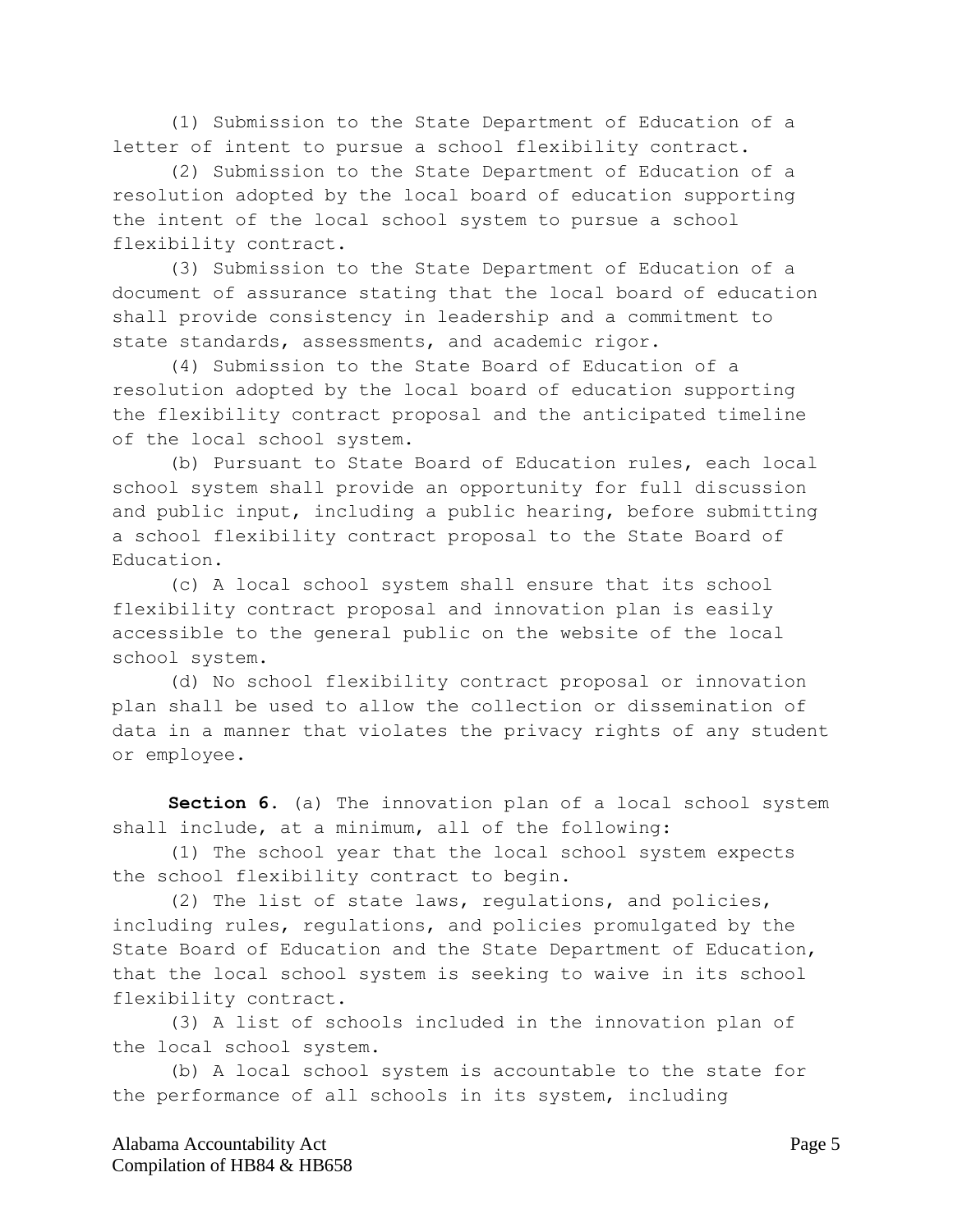(1) Submission to the State Department of Education of a letter of intent to pursue a school flexibility contract.

(2) Submission to the State Department of Education of a resolution adopted by the local board of education supporting the intent of the local school system to pursue a school flexibility contract.

(3) Submission to the State Department of Education of a document of assurance stating that the local board of education shall provide consistency in leadership and a commitment to state standards, assessments, and academic rigor.

(4) Submission to the State Board of Education of a resolution adopted by the local board of education supporting the flexibility contract proposal and the anticipated timeline of the local school system.

(b) Pursuant to State Board of Education rules, each local school system shall provide an opportunity for full discussion and public input, including a public hearing, before submitting a school flexibility contract proposal to the State Board of Education.

(c) A local school system shall ensure that its school flexibility contract proposal and innovation plan is easily accessible to the general public on the website of the local school system.

(d) No school flexibility contract proposal or innovation plan shall be used to allow the collection or dissemination of data in a manner that violates the privacy rights of any student or employee.

**Section 6.** (a) The innovation plan of a local school system shall include, at a minimum, all of the following:

(1) The school year that the local school system expects the school flexibility contract to begin.

(2) The list of state laws, regulations, and policies, including rules, regulations, and policies promulgated by the State Board of Education and the State Department of Education, that the local school system is seeking to waive in its school flexibility contract.

(3) A list of schools included in the innovation plan of the local school system.

(b) A local school system is accountable to the state for the performance of all schools in its system, including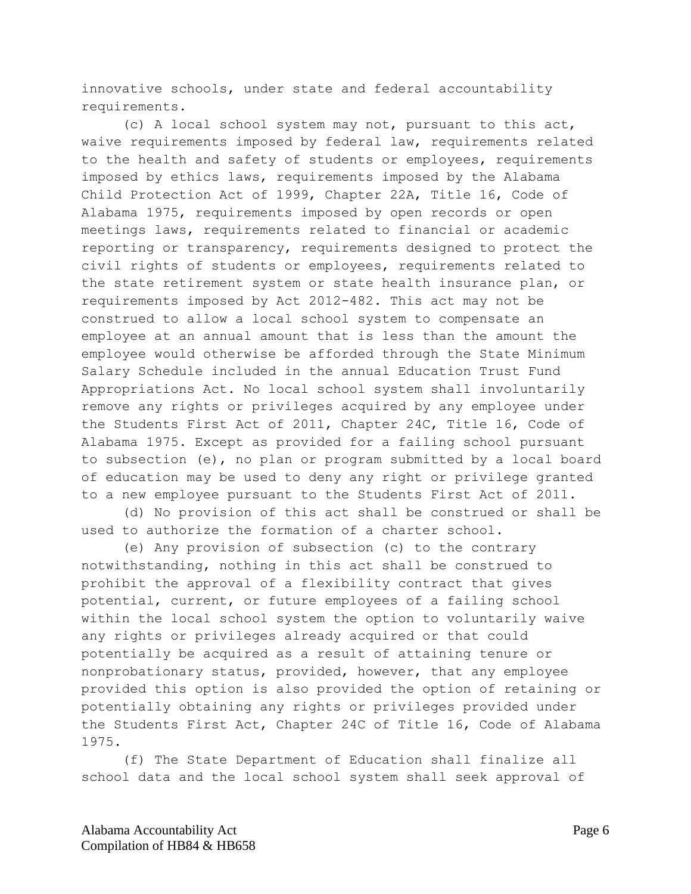innovative schools, under state and federal accountability requirements.

(c) A local school system may not, pursuant to this act, waive requirements imposed by federal law, requirements related to the health and safety of students or employees, requirements imposed by ethics laws, requirements imposed by the Alabama Child Protection Act of 1999, Chapter 22A, Title 16, Code of Alabama 1975, requirements imposed by open records or open meetings laws, requirements related to financial or academic reporting or transparency, requirements designed to protect the civil rights of students or employees, requirements related to the state retirement system or state health insurance plan, or requirements imposed by Act 2012-482. This act may not be construed to allow a local school system to compensate an employee at an annual amount that is less than the amount the employee would otherwise be afforded through the State Minimum Salary Schedule included in the annual Education Trust Fund Appropriations Act. No local school system shall involuntarily remove any rights or privileges acquired by any employee under the Students First Act of 2011, Chapter 24C, Title 16, Code of Alabama 1975. Except as provided for a failing school pursuant to subsection (e), no plan or program submitted by a local board of education may be used to deny any right or privilege granted to a new employee pursuant to the Students First Act of 2011.

(d) No provision of this act shall be construed or shall be used to authorize the formation of a charter school.

(e) Any provision of subsection (c) to the contrary notwithstanding, nothing in this act shall be construed to prohibit the approval of a flexibility contract that gives potential, current, or future employees of a failing school within the local school system the option to voluntarily waive any rights or privileges already acquired or that could potentially be acquired as a result of attaining tenure or nonprobationary status, provided, however, that any employee provided this option is also provided the option of retaining or potentially obtaining any rights or privileges provided under the Students First Act, Chapter 24C of Title 16, Code of Alabama 1975.

(f) The State Department of Education shall finalize all school data and the local school system shall seek approval of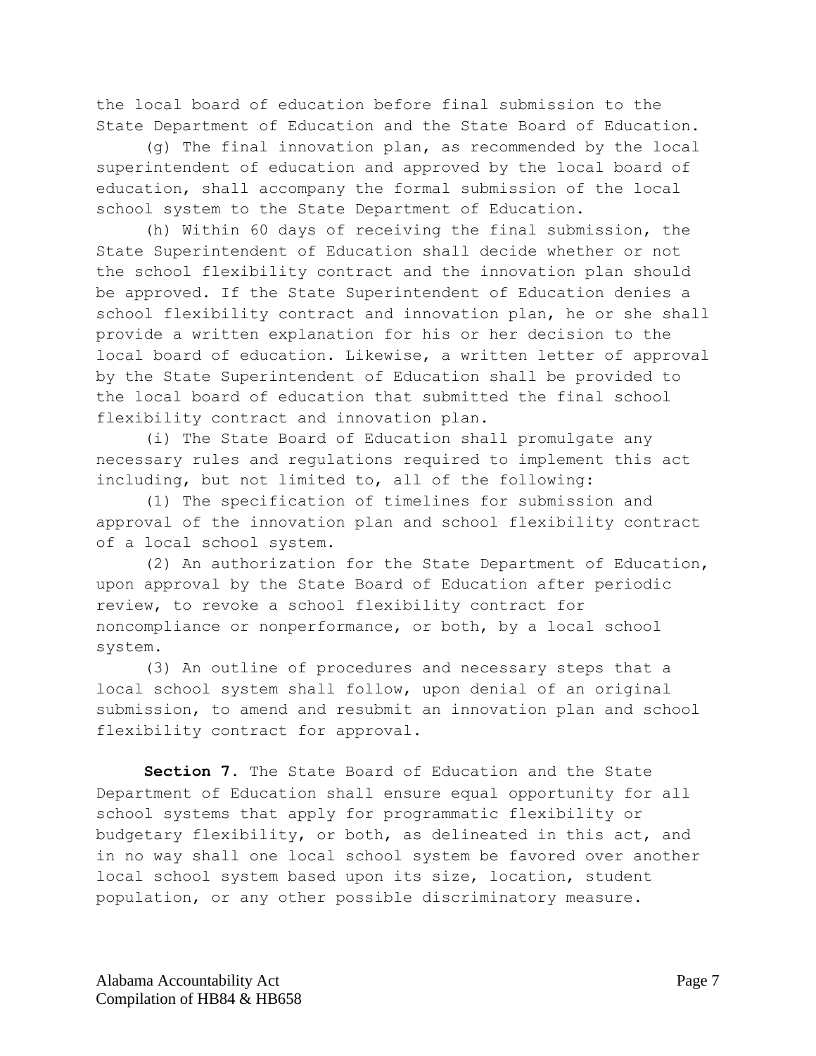the local board of education before final submission to the State Department of Education and the State Board of Education.

(g) The final innovation plan, as recommended by the local superintendent of education and approved by the local board of education, shall accompany the formal submission of the local school system to the State Department of Education.

(h) Within 60 days of receiving the final submission, the State Superintendent of Education shall decide whether or not the school flexibility contract and the innovation plan should be approved. If the State Superintendent of Education denies a school flexibility contract and innovation plan, he or she shall provide a written explanation for his or her decision to the local board of education. Likewise, a written letter of approval by the State Superintendent of Education shall be provided to the local board of education that submitted the final school flexibility contract and innovation plan.

(i) The State Board of Education shall promulgate any necessary rules and regulations required to implement this act including, but not limited to, all of the following:

(1) The specification of timelines for submission and approval of the innovation plan and school flexibility contract of a local school system.

(2) An authorization for the State Department of Education, upon approval by the State Board of Education after periodic review, to revoke a school flexibility contract for noncompliance or nonperformance, or both, by a local school system.

(3) An outline of procedures and necessary steps that a local school system shall follow, upon denial of an original submission, to amend and resubmit an innovation plan and school flexibility contract for approval.

**Section 7.** The State Board of Education and the State Department of Education shall ensure equal opportunity for all school systems that apply for programmatic flexibility or budgetary flexibility, or both, as delineated in this act, and in no way shall one local school system be favored over another local school system based upon its size, location, student population, or any other possible discriminatory measure.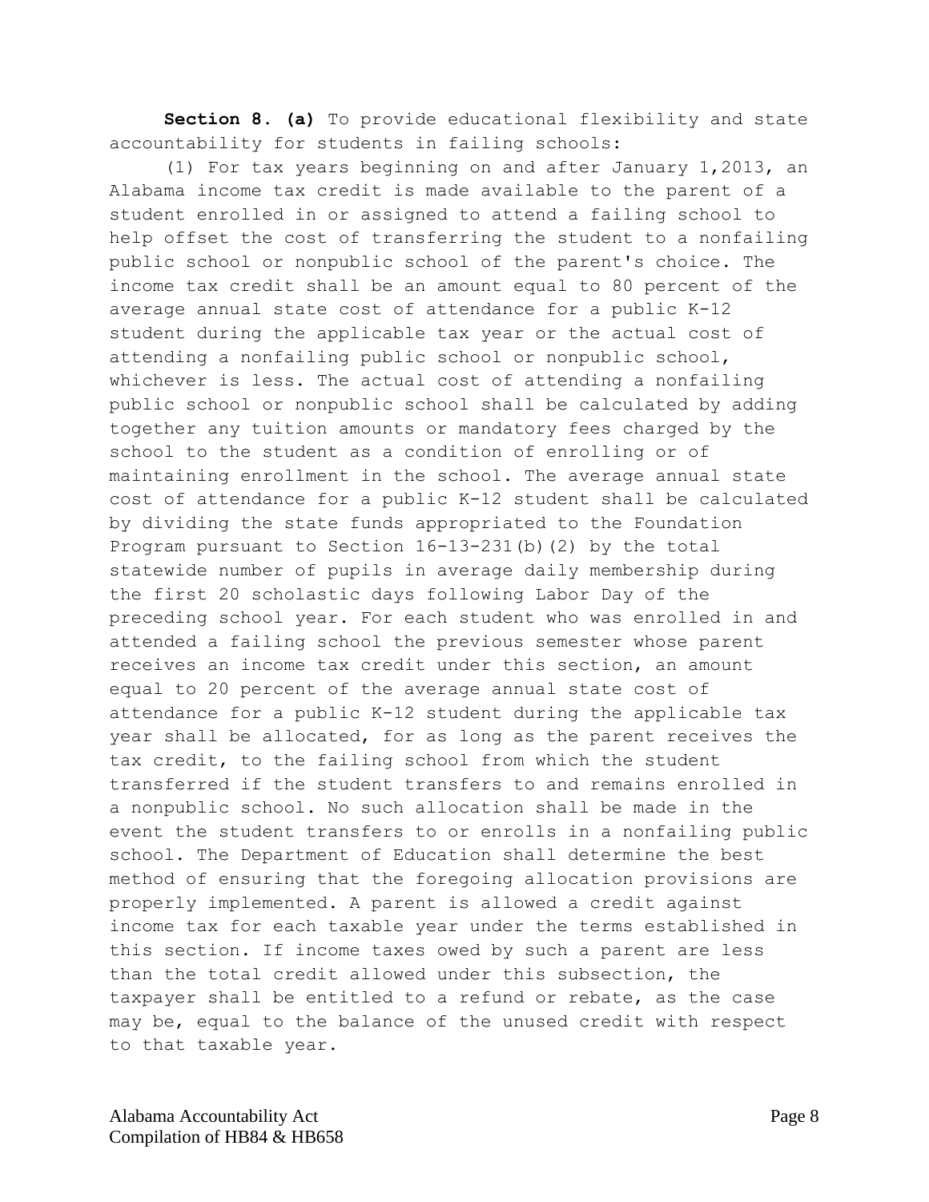**Section 8. (a)** To provide educational flexibility and state accountability for students in failing schools:

(1) For tax years beginning on and after January 1,2013, an Alabama income tax credit is made available to the parent of a student enrolled in or assigned to attend a failing school to help offset the cost of transferring the student to a nonfailing public school or nonpublic school of the parent's choice. The income tax credit shall be an amount equal to 80 percent of the average annual state cost of attendance for a public K-12 student during the applicable tax year or the actual cost of attending a nonfailing public school or nonpublic school, whichever is less. The actual cost of attending a nonfailing public school or nonpublic school shall be calculated by adding together any tuition amounts or mandatory fees charged by the school to the student as a condition of enrolling or of maintaining enrollment in the school. The average annual state cost of attendance for a public K-12 student shall be calculated by dividing the state funds appropriated to the Foundation Program pursuant to Section 16-13-231(b)(2) by the total statewide number of pupils in average daily membership during the first 20 scholastic days following Labor Day of the preceding school year. For each student who was enrolled in and attended a failing school the previous semester whose parent receives an income tax credit under this section, an amount equal to 20 percent of the average annual state cost of attendance for a public K-12 student during the applicable tax year shall be allocated, for as long as the parent receives the tax credit, to the failing school from which the student transferred if the student transfers to and remains enrolled in a nonpublic school. No such allocation shall be made in the event the student transfers to or enrolls in a nonfailing public school. The Department of Education shall determine the best method of ensuring that the foregoing allocation provisions are properly implemented. A parent is allowed a credit against income tax for each taxable year under the terms established in this section. If income taxes owed by such a parent are less than the total credit allowed under this subsection, the taxpayer shall be entitled to a refund or rebate, as the case may be, equal to the balance of the unused credit with respect to that taxable year.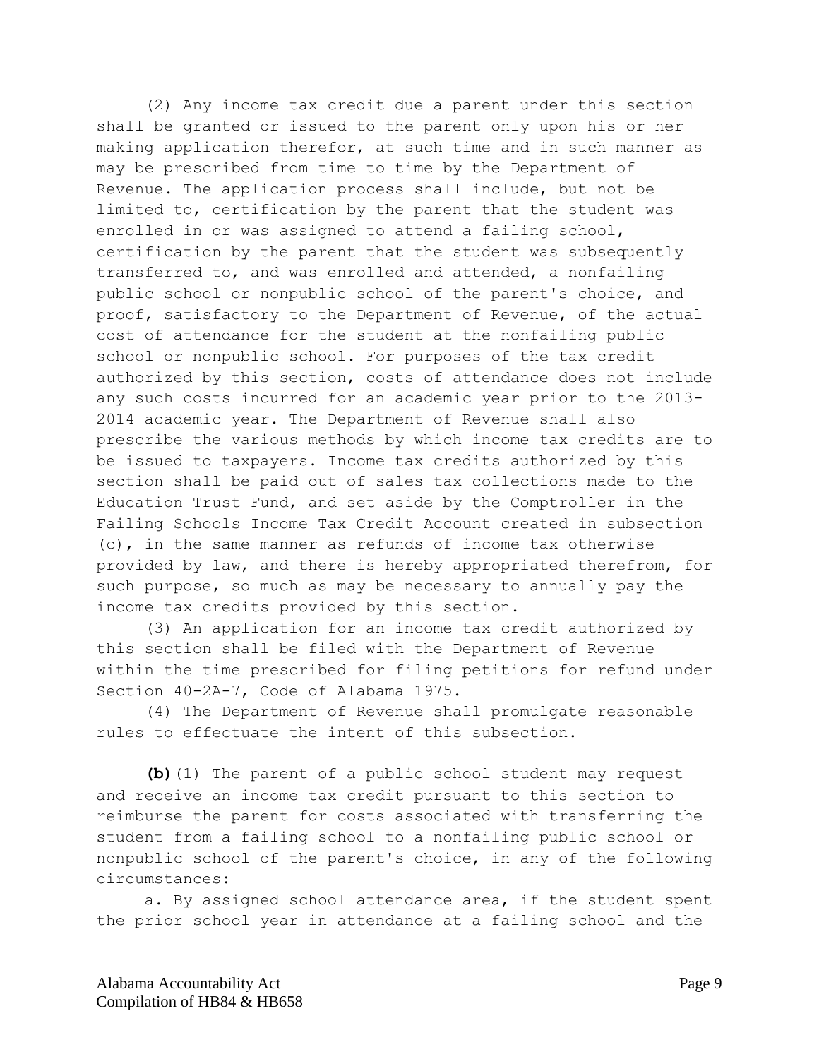(2) Any income tax credit due a parent under this section shall be granted or issued to the parent only upon his or her making application therefor, at such time and in such manner as may be prescribed from time to time by the Department of Revenue. The application process shall include, but not be limited to, certification by the parent that the student was enrolled in or was assigned to attend a failing school, certification by the parent that the student was subsequently transferred to, and was enrolled and attended, a nonfailing public school or nonpublic school of the parent's choice, and proof, satisfactory to the Department of Revenue, of the actual cost of attendance for the student at the nonfailing public school or nonpublic school. For purposes of the tax credit authorized by this section, costs of attendance does not include any such costs incurred for an academic year prior to the 2013-2014 academic year. The Department of Revenue shall also prescribe the various methods by which income tax credits are to be issued to taxpayers. Income tax credits authorized by this section shall be paid out of sales tax collections made to the Education Trust Fund, and set aside by the Comptroller in the Failing Schools Income Tax Credit Account created in subsection (c), in the same manner as refunds of income tax otherwise provided by law, and there is hereby appropriated therefrom, for such purpose, so much as may be necessary to annually pay the income tax credits provided by this section.

(3) An application for an income tax credit authorized by this section shall be filed with the Department of Revenue within the time prescribed for filing petitions for refund under Section 40-2A-7, Code of Alabama 1975.

(4) The Department of Revenue shall promulgate reasonable rules to effectuate the intent of this subsection.

**(b)**(1) The parent of a public school student may request and receive an income tax credit pursuant to this section to reimburse the parent for costs associated with transferring the student from a failing school to a nonfailing public school or nonpublic school of the parent's choice, in any of the following circumstances:

a. By assigned school attendance area, if the student spent the prior school year in attendance at a failing school and the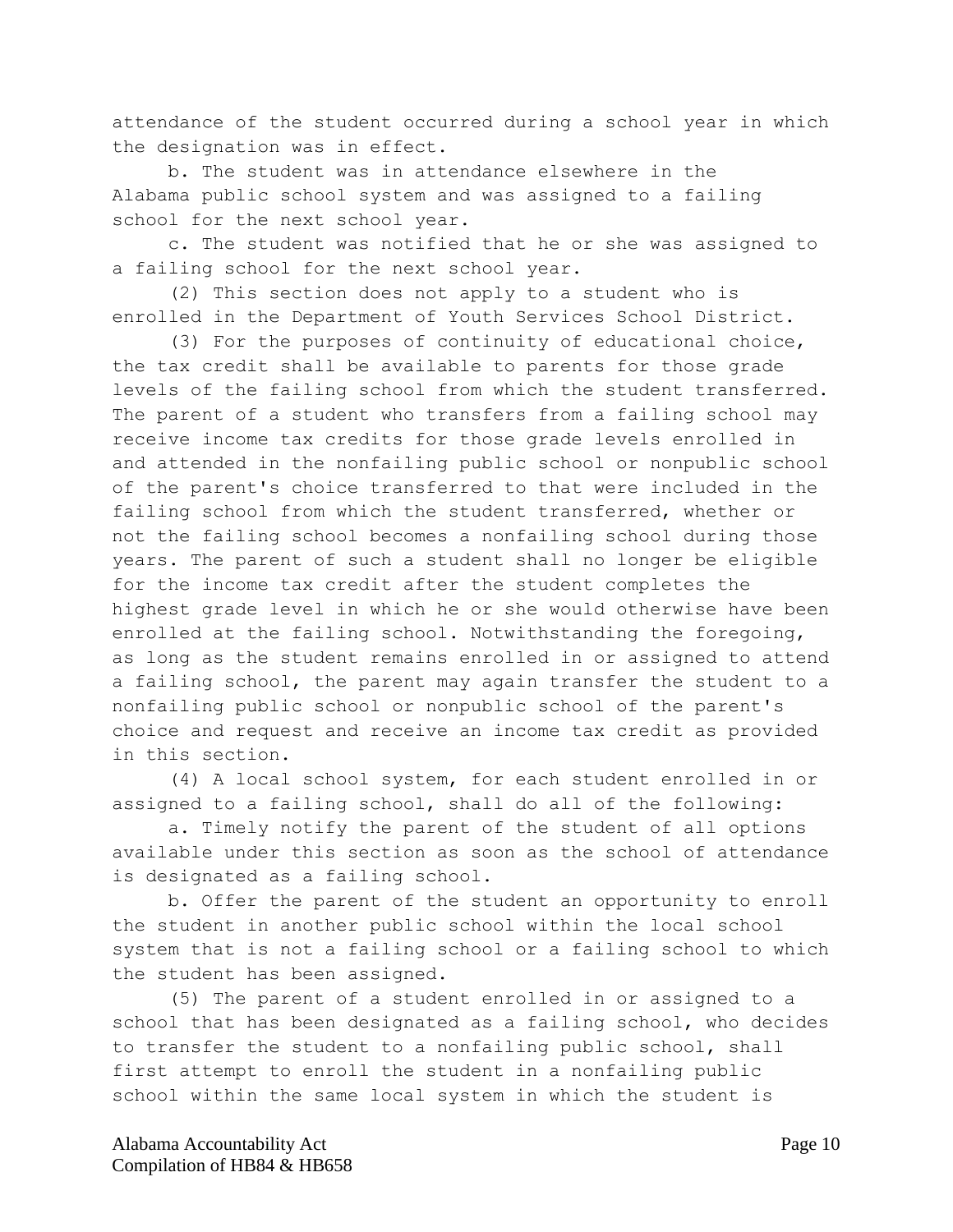attendance of the student occurred during a school year in which the designation was in effect.

b. The student was in attendance elsewhere in the Alabama public school system and was assigned to a failing school for the next school year.

c. The student was notified that he or she was assigned to a failing school for the next school year.

(2) This section does not apply to a student who is enrolled in the Department of Youth Services School District.

(3) For the purposes of continuity of educational choice, the tax credit shall be available to parents for those grade levels of the failing school from which the student transferred. The parent of a student who transfers from a failing school may receive income tax credits for those grade levels enrolled in and attended in the nonfailing public school or nonpublic school of the parent's choice transferred to that were included in the failing school from which the student transferred, whether or not the failing school becomes a nonfailing school during those years. The parent of such a student shall no longer be eligible for the income tax credit after the student completes the highest grade level in which he or she would otherwise have been enrolled at the failing school. Notwithstanding the foregoing, as long as the student remains enrolled in or assigned to attend a failing school, the parent may again transfer the student to a nonfailing public school or nonpublic school of the parent's choice and request and receive an income tax credit as provided in this section.

(4) A local school system, for each student enrolled in or assigned to a failing school, shall do all of the following:

a. Timely notify the parent of the student of all options available under this section as soon as the school of attendance is designated as a failing school.

b. Offer the parent of the student an opportunity to enroll the student in another public school within the local school system that is not a failing school or a failing school to which the student has been assigned.

(5) The parent of a student enrolled in or assigned to a school that has been designated as a failing school, who decides to transfer the student to a nonfailing public school, shall first attempt to enroll the student in a nonfailing public school within the same local system in which the student is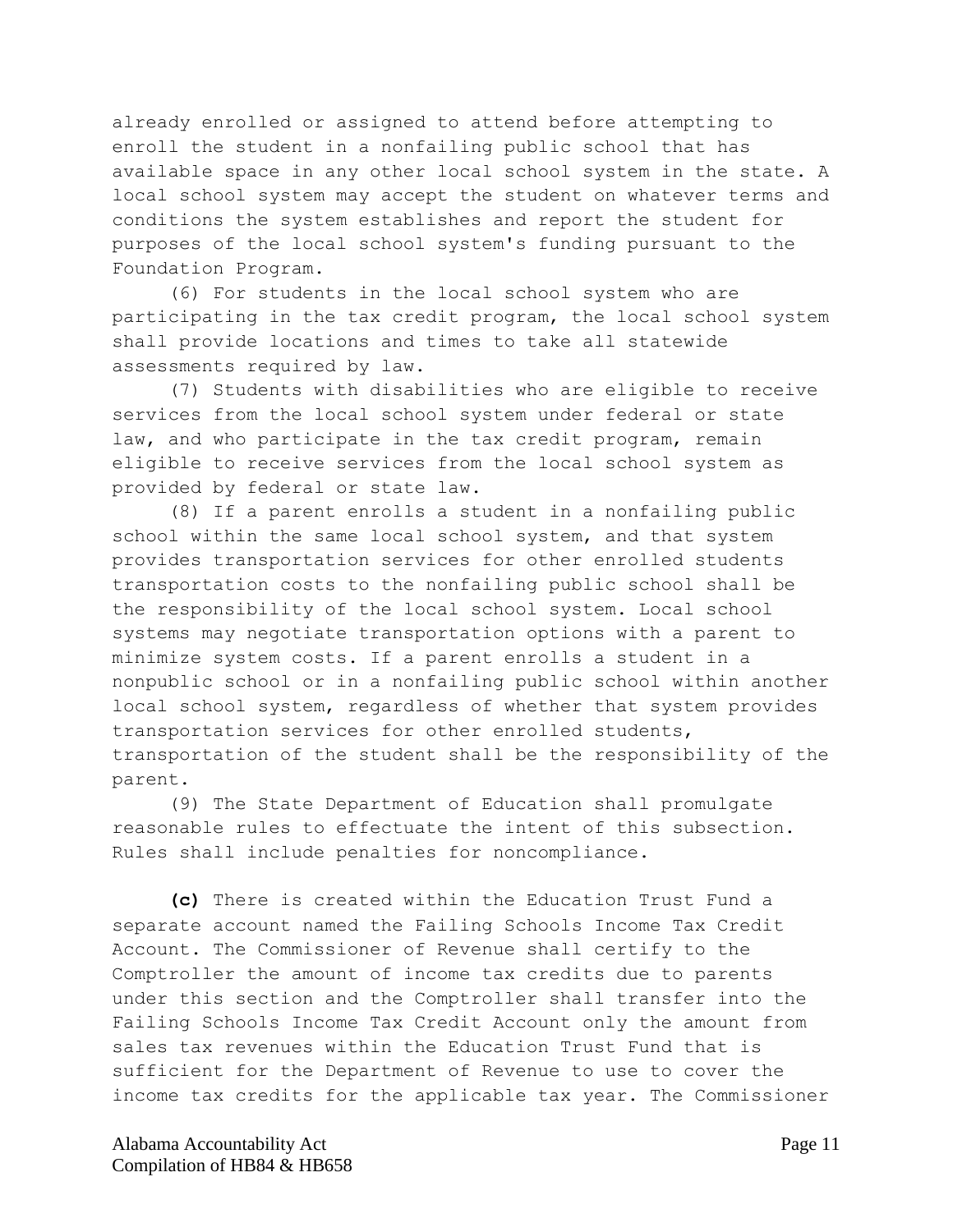already enrolled or assigned to attend before attempting to enroll the student in a nonfailing public school that has available space in any other local school system in the state. A local school system may accept the student on whatever terms and conditions the system establishes and report the student for purposes of the local school system's funding pursuant to the Foundation Program.

(6) For students in the local school system who are participating in the tax credit program, the local school system shall provide locations and times to take all statewide assessments required by law.

(7) Students with disabilities who are eligible to receive services from the local school system under federal or state law, and who participate in the tax credit program, remain eligible to receive services from the local school system as provided by federal or state law.

(8) If a parent enrolls a student in a nonfailing public school within the same local school system, and that system provides transportation services for other enrolled students transportation costs to the nonfailing public school shall be the responsibility of the local school system. Local school systems may negotiate transportation options with a parent to minimize system costs. If a parent enrolls a student in a nonpublic school or in a nonfailing public school within another local school system, regardless of whether that system provides transportation services for other enrolled students, transportation of the student shall be the responsibility of the parent.

(9) The State Department of Education shall promulgate reasonable rules to effectuate the intent of this subsection. Rules shall include penalties for noncompliance.

**(c)** There is created within the Education Trust Fund a separate account named the Failing Schools Income Tax Credit Account. The Commissioner of Revenue shall certify to the Comptroller the amount of income tax credits due to parents under this section and the Comptroller shall transfer into the Failing Schools Income Tax Credit Account only the amount from sales tax revenues within the Education Trust Fund that is sufficient for the Department of Revenue to use to cover the income tax credits for the applicable tax year. The Commissioner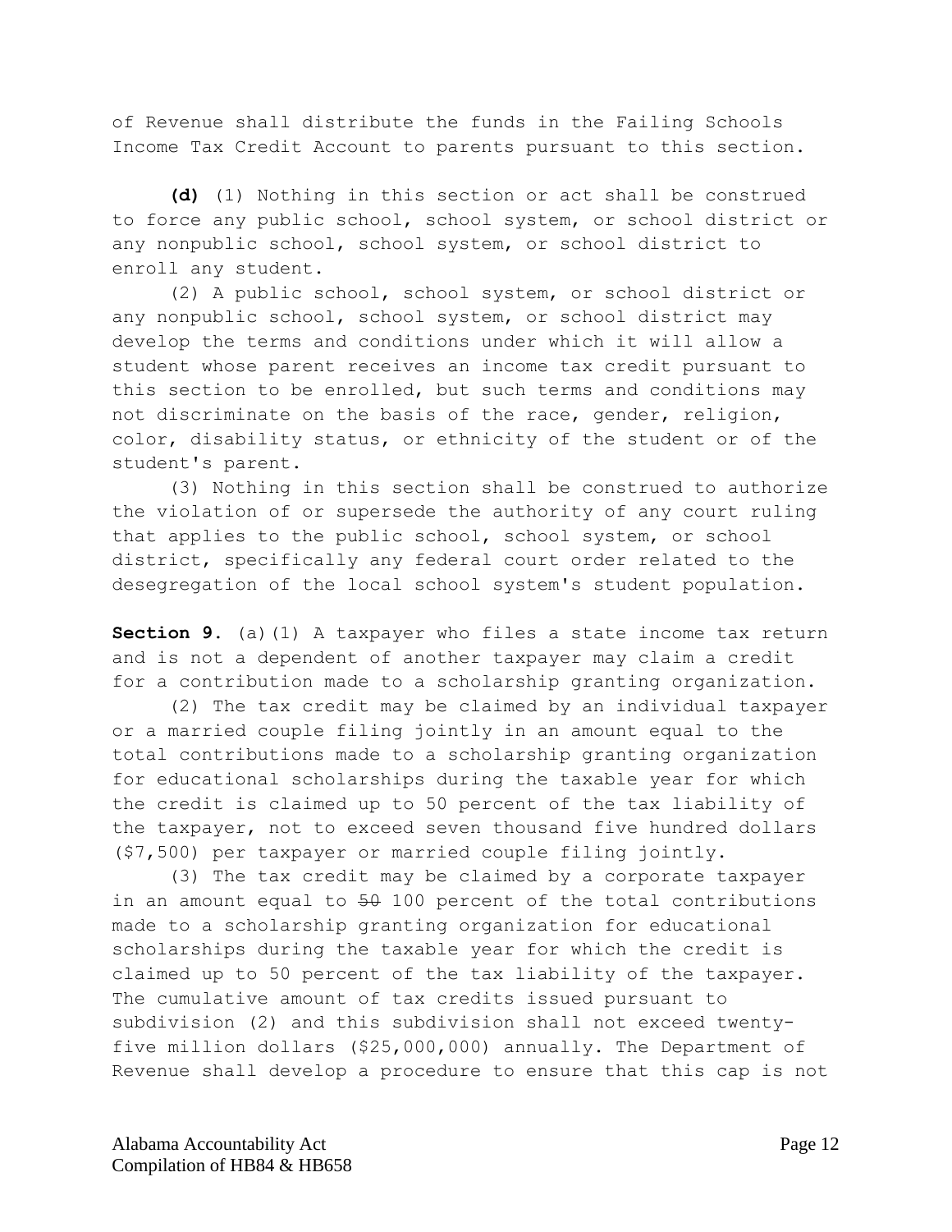of Revenue shall distribute the funds in the Failing Schools Income Tax Credit Account to parents pursuant to this section.

**(d)** (1) Nothing in this section or act shall be construed to force any public school, school system, or school district or any nonpublic school, school system, or school district to enroll any student.

(2) A public school, school system, or school district or any nonpublic school, school system, or school district may develop the terms and conditions under which it will allow a student whose parent receives an income tax credit pursuant to this section to be enrolled, but such terms and conditions may not discriminate on the basis of the race, gender, religion, color, disability status, or ethnicity of the student or of the student's parent.

(3) Nothing in this section shall be construed to authorize the violation of or supersede the authority of any court ruling that applies to the public school, school system, or school district, specifically any federal court order related to the desegregation of the local school system's student population.

**Section 9.** (a)(1) A taxpayer who files a state income tax return and is not a dependent of another taxpayer may claim a credit for a contribution made to a scholarship granting organization.

(2) The tax credit may be claimed by an individual taxpayer or a married couple filing jointly in an amount equal to the total contributions made to a scholarship granting organization for educational scholarships during the taxable year for which the credit is claimed up to 50 percent of the tax liability of the taxpayer, not to exceed seven thousand five hundred dollars ($7,500) per taxpayer or married couple filing jointly.

(3) The tax credit may be claimed by a corporate taxpayer in an amount equal to ~~50~~ 100 percent of the total contributions made to a scholarship granting organization for educational scholarships during the taxable year for which the credit is claimed up to 50 percent of the tax liability of the taxpayer. The cumulative amount of tax credits issued pursuant to subdivision (2) and this subdivision shall not exceed twenty-five million dollars ($25,000,000) annually. The Department of Revenue shall develop a procedure to ensure that this cap is not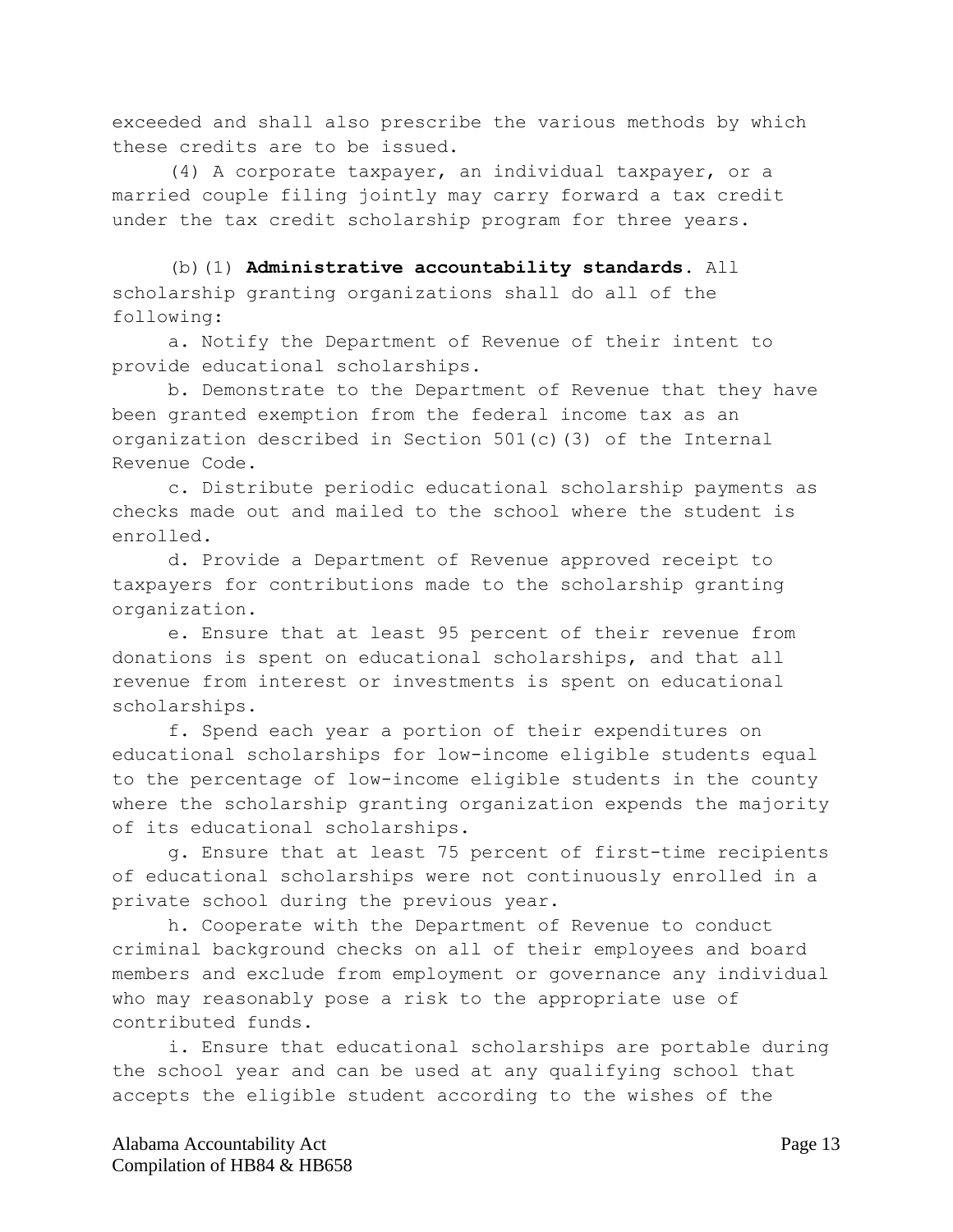exceeded and shall also prescribe the various methods by which these credits are to be issued.

(4) A corporate taxpayer, an individual taxpayer, or a married couple filing jointly may carry forward a tax credit under the tax credit scholarship program for three years.

(b)(1) **Administrative accountability standards.** All scholarship granting organizations shall do all of the following:

a. Notify the Department of Revenue of their intent to provide educational scholarships.

b. Demonstrate to the Department of Revenue that they have been granted exemption from the federal income tax as an organization described in Section 501(c)(3) of the Internal Revenue Code.

c. Distribute periodic educational scholarship payments as checks made out and mailed to the school where the student is enrolled.

d. Provide a Department of Revenue approved receipt to taxpayers for contributions made to the scholarship granting organization.

e. Ensure that at least 95 percent of their revenue from donations is spent on educational scholarships, and that all revenue from interest or investments is spent on educational scholarships.

f. Spend each year a portion of their expenditures on educational scholarships for low-income eligible students equal to the percentage of low-income eligible students in the county where the scholarship granting organization expends the majority of its educational scholarships.

g. Ensure that at least 75 percent of first-time recipients of educational scholarships were not continuously enrolled in a private school during the previous year.

h. Cooperate with the Department of Revenue to conduct criminal background checks on all of their employees and board members and exclude from employment or governance any individual who may reasonably pose a risk to the appropriate use of contributed funds.

i. Ensure that educational scholarships are portable during the school year and can be used at any qualifying school that accepts the eligible student according to the wishes of the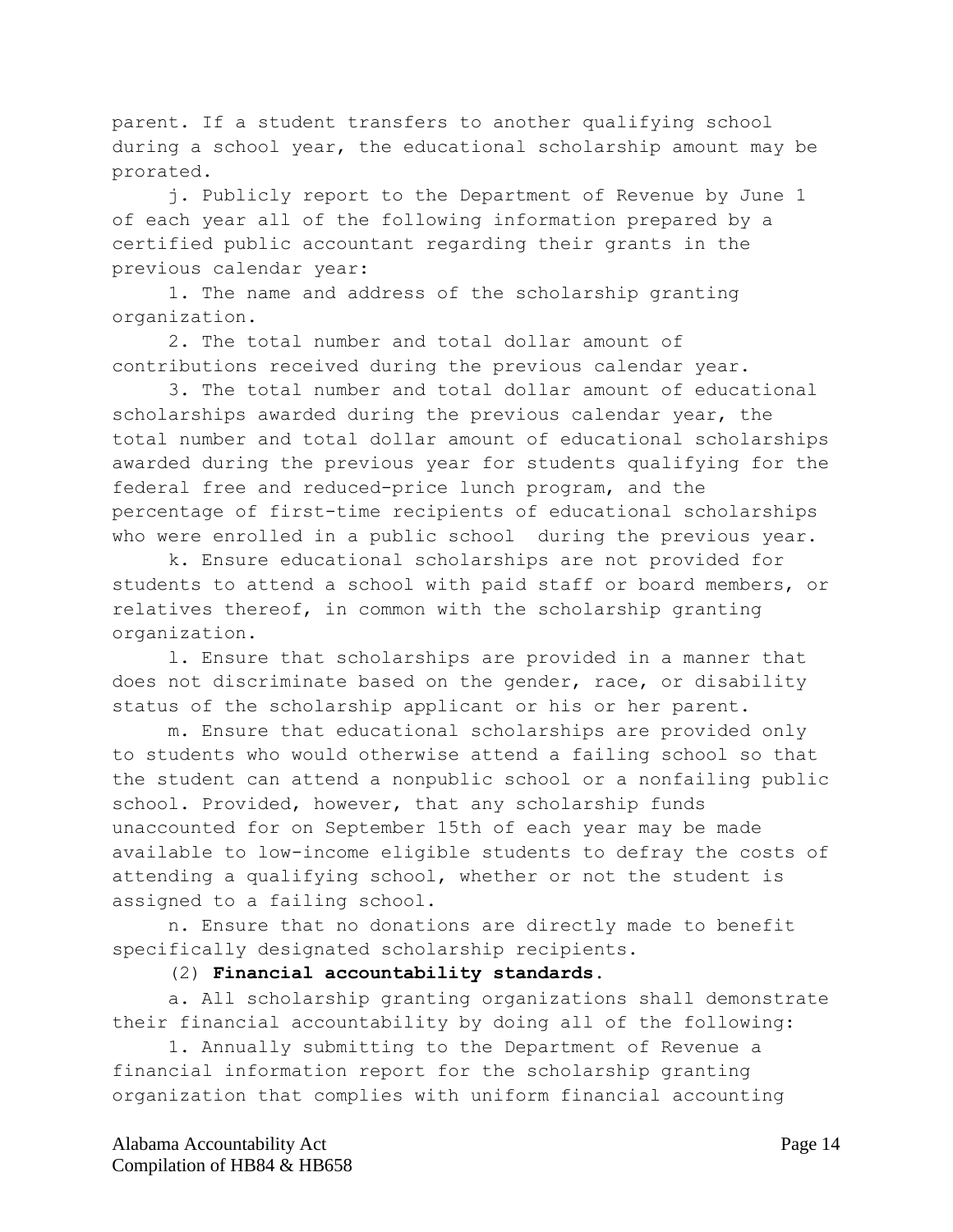parent. If a student transfers to another qualifying school during a school year, the educational scholarship amount may be prorated.

j. Publicly report to the Department of Revenue by June 1 of each year all of the following information prepared by a certified public accountant regarding their grants in the previous calendar year:

1. The name and address of the scholarship granting organization.

2. The total number and total dollar amount of contributions received during the previous calendar year.

3. The total number and total dollar amount of educational scholarships awarded during the previous calendar year, the total number and total dollar amount of educational scholarships awarded during the previous year for students qualifying for the federal free and reduced-price lunch program, and the percentage of first-time recipients of educational scholarships who were enrolled in a public school during the previous year.

k. Ensure educational scholarships are not provided for students to attend a school with paid staff or board members, or relatives thereof, in common with the scholarship granting organization.

l. Ensure that scholarships are provided in a manner that does not discriminate based on the gender, race, or disability status of the scholarship applicant or his or her parent.

m. Ensure that educational scholarships are provided only to students who would otherwise attend a failing school so that the student can attend a nonpublic school or a nonfailing public school. Provided, however, that any scholarship funds unaccounted for on September 15th of each year may be made available to low-income eligible students to defray the costs of attending a qualifying school, whether or not the student is assigned to a failing school.

n. Ensure that no donations are directly made to benefit specifically designated scholarship recipients.

(2) **Financial accountability standards.**

a. All scholarship granting organizations shall demonstrate their financial accountability by doing all of the following:

1. Annually submitting to the Department of Revenue a financial information report for the scholarship granting organization that complies with uniform financial accounting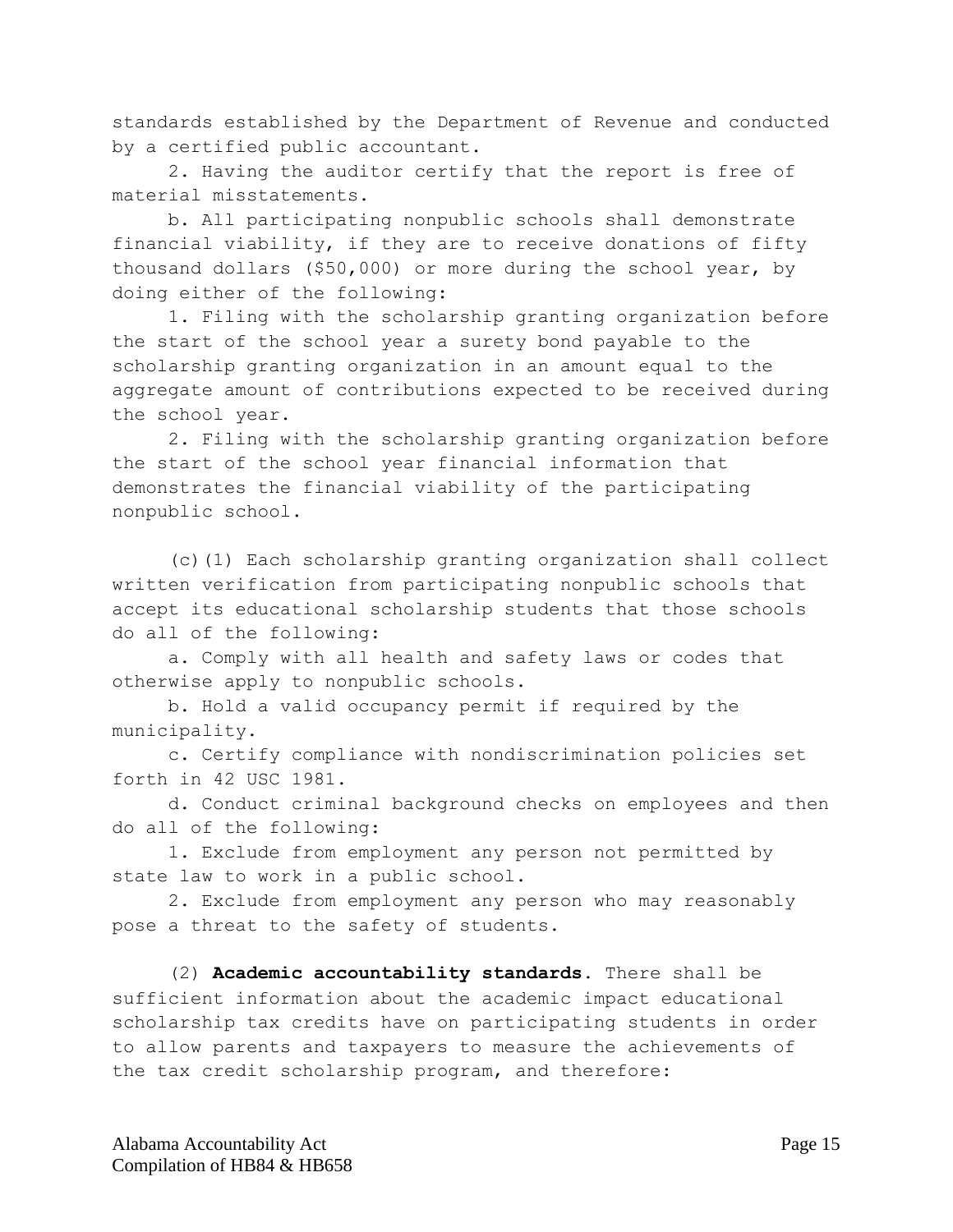standards established by the Department of Revenue and conducted by a certified public accountant.

2. Having the auditor certify that the report is free of material misstatements.

b. All participating nonpublic schools shall demonstrate financial viability, if they are to receive donations of fifty thousand dollars ($50,000) or more during the school year, by doing either of the following:

1. Filing with the scholarship granting organization before the start of the school year a surety bond payable to the scholarship granting organization in an amount equal to the aggregate amount of contributions expected to be received during the school year.

2. Filing with the scholarship granting organization before the start of the school year financial information that demonstrates the financial viability of the participating nonpublic school.

(c)(1) Each scholarship granting organization shall collect written verification from participating nonpublic schools that accept its educational scholarship students that those schools do all of the following:

a. Comply with all health and safety laws or codes that otherwise apply to nonpublic schools.

b. Hold a valid occupancy permit if required by the municipality.

c. Certify compliance with nondiscrimination policies set forth in 42 USC 1981.

d. Conduct criminal background checks on employees and then do all of the following:

1. Exclude from employment any person not permitted by state law to work in a public school.

2. Exclude from employment any person who may reasonably pose a threat to the safety of students.

(2) **Academic accountability standards.** There shall be sufficient information about the academic impact educational scholarship tax credits have on participating students in order to allow parents and taxpayers to measure the achievements of the tax credit scholarship program, and therefore: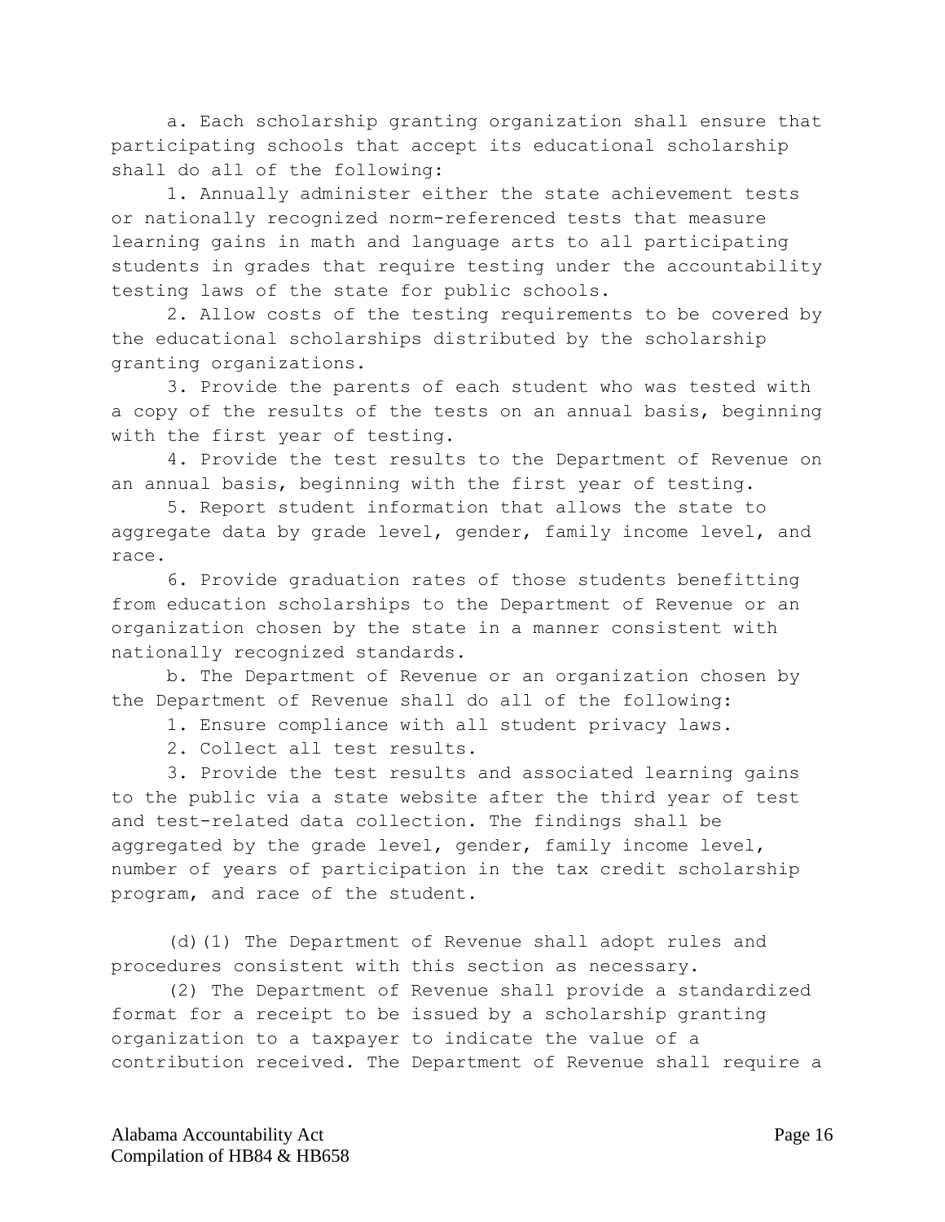a. Each scholarship granting organization shall ensure that participating schools that accept its educational scholarship shall do all of the following:

1. Annually administer either the state achievement tests or nationally recognized norm-referenced tests that measure learning gains in math and language arts to all participating students in grades that require testing under the accountability testing laws of the state for public schools.

2. Allow costs of the testing requirements to be covered by the educational scholarships distributed by the scholarship granting organizations.

3. Provide the parents of each student who was tested with a copy of the results of the tests on an annual basis, beginning with the first year of testing.

4. Provide the test results to the Department of Revenue on an annual basis, beginning with the first year of testing.

5. Report student information that allows the state to aggregate data by grade level, gender, family income level, and race.

6. Provide graduation rates of those students benefitting from education scholarships to the Department of Revenue or an organization chosen by the state in a manner consistent with nationally recognized standards.

b. The Department of Revenue or an organization chosen by the Department of Revenue shall do all of the following:

1. Ensure compliance with all student privacy laws.

2. Collect all test results.

3. Provide the test results and associated learning gains to the public via a state website after the third year of test and test-related data collection. The findings shall be aggregated by the grade level, gender, family income level, number of years of participation in the tax credit scholarship program, and race of the student.

(d)(1) The Department of Revenue shall adopt rules and procedures consistent with this section as necessary.

(2) The Department of Revenue shall provide a standardized format for a receipt to be issued by a scholarship granting organization to a taxpayer to indicate the value of a contribution received. The Department of Revenue shall require a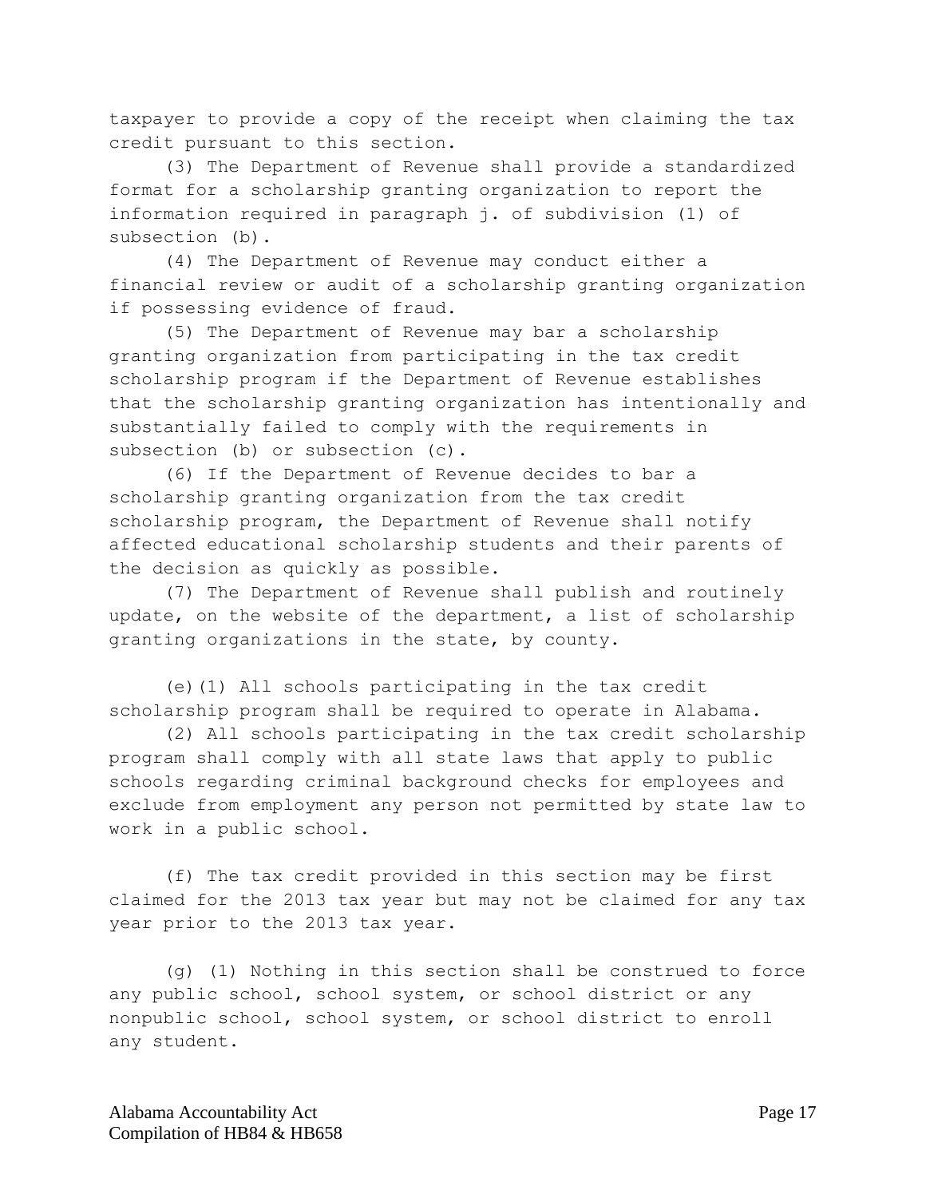taxpayer to provide a copy of the receipt when claiming the tax credit pursuant to this section.

(3) The Department of Revenue shall provide a standardized format for a scholarship granting organization to report the information required in paragraph j. of subdivision (1) of subsection (b).

(4) The Department of Revenue may conduct either a financial review or audit of a scholarship granting organization if possessing evidence of fraud.

(5) The Department of Revenue may bar a scholarship granting organization from participating in the tax credit scholarship program if the Department of Revenue establishes that the scholarship granting organization has intentionally and substantially failed to comply with the requirements in subsection (b) or subsection (c).

(6) If the Department of Revenue decides to bar a scholarship granting organization from the tax credit scholarship program, the Department of Revenue shall notify affected educational scholarship students and their parents of the decision as quickly as possible.

(7) The Department of Revenue shall publish and routinely update, on the website of the department, a list of scholarship granting organizations in the state, by county.

(e)(1) All schools participating in the tax credit scholarship program shall be required to operate in Alabama.

(2) All schools participating in the tax credit scholarship program shall comply with all state laws that apply to public schools regarding criminal background checks for employees and exclude from employment any person not permitted by state law to work in a public school.

(f) The tax credit provided in this section may be first claimed for the 2013 tax year but may not be claimed for any tax year prior to the 2013 tax year.

(g) (1) Nothing in this section shall be construed to force any public school, school system, or school district or any nonpublic school, school system, or school district to enroll any student.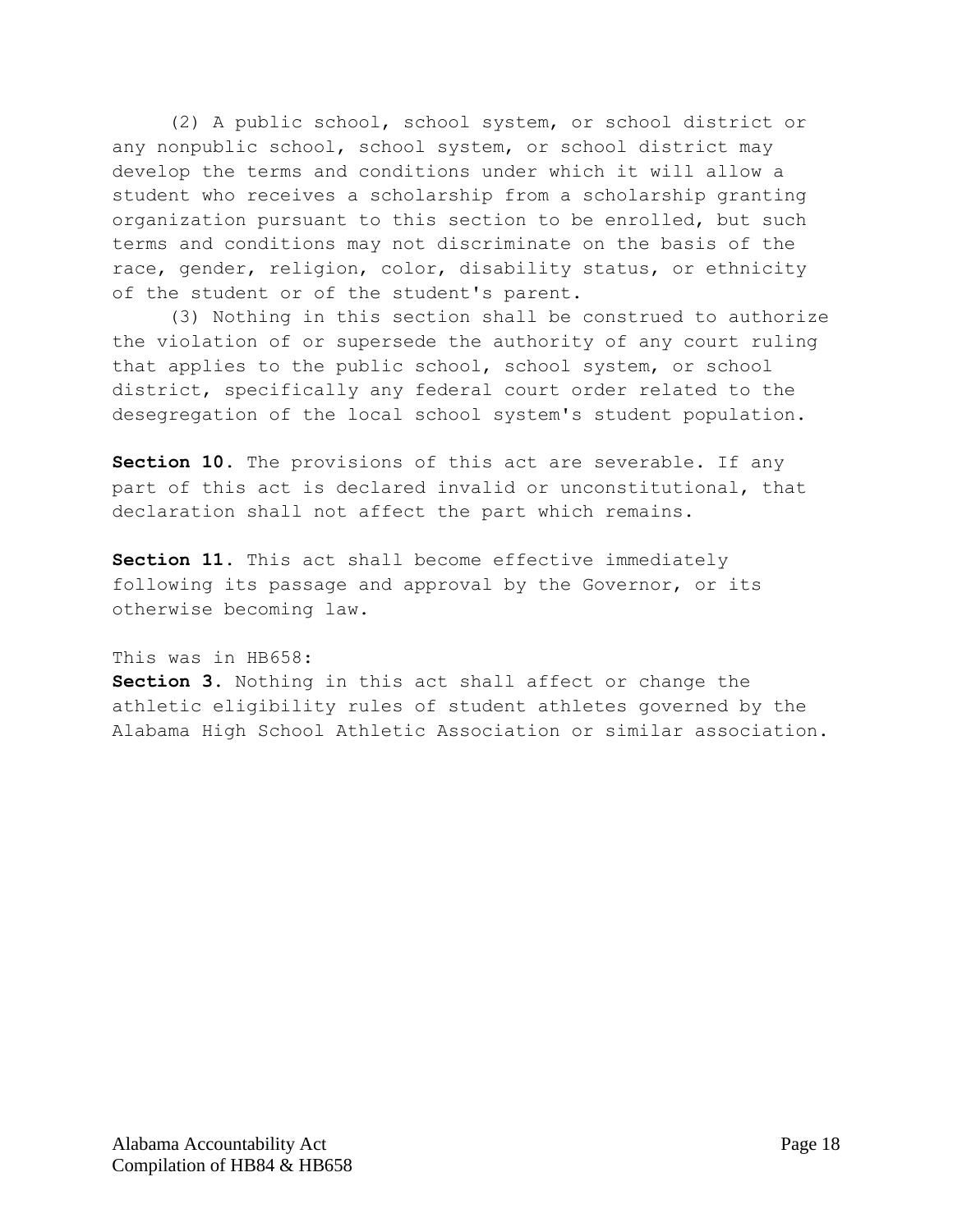(2) A public school, school system, or school district or any nonpublic school, school system, or school district may develop the terms and conditions under which it will allow a student who receives a scholarship from a scholarship granting organization pursuant to this section to be enrolled, but such terms and conditions may not discriminate on the basis of the race, gender, religion, color, disability status, or ethnicity of the student or of the student's parent.

(3) Nothing in this section shall be construed to authorize the violation of or supersede the authority of any court ruling that applies to the public school, school system, or school district, specifically any federal court order related to the desegregation of the local school system's student population.

**Section 10.** The provisions of this act are severable. If any part of this act is declared invalid or unconstitutional, that declaration shall not affect the part which remains.

**Section 11.** This act shall become effective immediately following its passage and approval by the Governor, or its otherwise becoming law.

This was in HB658:
**Section 3.** Nothing in this act shall affect or change the athletic eligibility rules of student athletes governed by the Alabama High School Athletic Association or similar association.